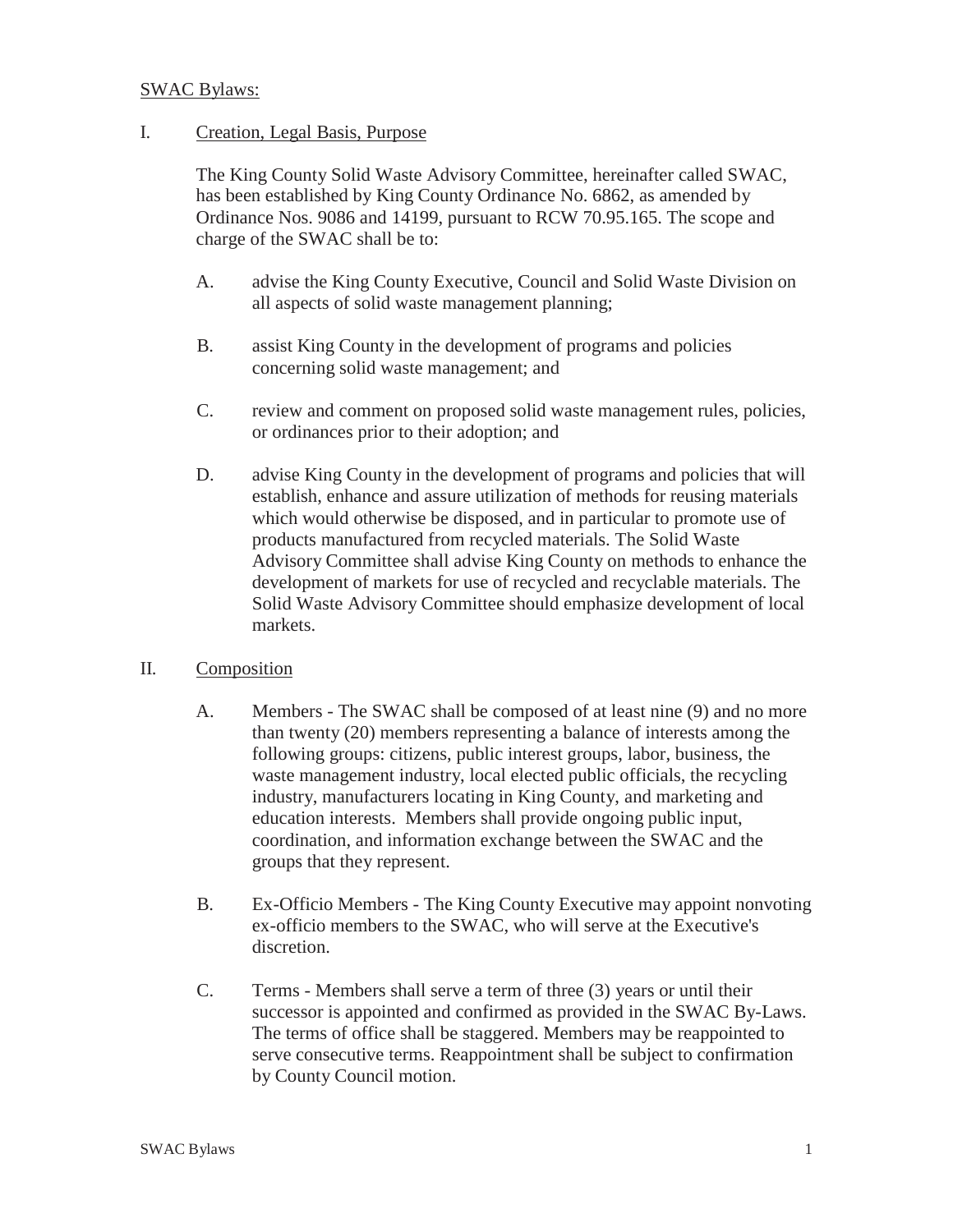## SWAC Bylaws:

### I. Creation, Legal Basis, Purpose

The King County Solid Waste Advisory Committee, hereinafter called SWAC, has been established by King County Ordinance No. 6862, as amended by Ordinance Nos. 9086 and 14199, pursuant to RCW 70.95.165. The scope and charge of the SWAC shall be to:

A. advise the King County Executive, Council and Solid Waste Division on all aspects of solid waste management planning;

B. assist King County in the development of programs and policies concerning solid waste management; and

C. review and comment on proposed solid waste management rules, policies, or ordinances prior to their adoption; and

D. advise King County in the development of programs and policies that will establish, enhance and assure utilization of methods for reusing materials which would otherwise be disposed, and in particular to promote use of products manufactured from recycled materials. The Solid Waste Advisory Committee shall advise King County on methods to enhance the development of markets for use of recycled and recyclable materials. The Solid Waste Advisory Committee should emphasize development of local markets.

### II. Composition

A. Members - The SWAC shall be composed of at least nine (9) and no more than twenty (20) members representing a balance of interests among the following groups: citizens, public interest groups, labor, business, the waste management industry, local elected public officials, the recycling industry, manufacturers locating in King County, and marketing and education interests. Members shall provide ongoing public input, coordination, and information exchange between the SWAC and the groups that they represent.

B. Ex-Officio Members - The King County Executive may appoint nonvoting ex-officio members to the SWAC, who will serve at the Executive's discretion.

C. Terms - Members shall serve a term of three (3) years or until their successor is appointed and confirmed as provided in the SWAC By-Laws. The terms of office shall be staggered. Members may be reappointed to serve consecutive terms. Reappointment shall be subject to confirmation by County Council motion.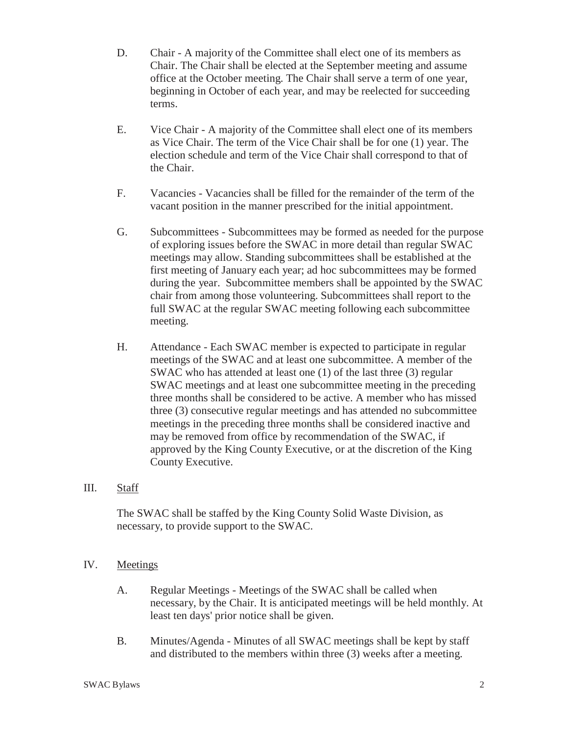D. Chair - A majority of the Committee shall elect one of its members as Chair. The Chair shall be elected at the September meeting and assume office at the October meeting. The Chair shall serve a term of one year, beginning in October of each year, and may be reelected for succeeding terms.

E. Vice Chair - A majority of the Committee shall elect one of its members as Vice Chair. The term of the Vice Chair shall be for one (1) year. The election schedule and term of the Vice Chair shall correspond to that of the Chair.

F. Vacancies - Vacancies shall be filled for the remainder of the term of the vacant position in the manner prescribed for the initial appointment.

G. Subcommittees - Subcommittees may be formed as needed for the purpose of exploring issues before the SWAC in more detail than regular SWAC meetings may allow. Standing subcommittees shall be established at the first meeting of January each year; ad hoc subcommittees may be formed during the year. Subcommittee members shall be appointed by the SWAC chair from among those volunteering. Subcommittees shall report to the full SWAC at the regular SWAC meeting following each subcommittee meeting.

H. Attendance - Each SWAC member is expected to participate in regular meetings of the SWAC and at least one subcommittee. A member of the SWAC who has attended at least one (1) of the last three (3) regular SWAC meetings and at least one subcommittee meeting in the preceding three months shall be considered to be active. A member who has missed three (3) consecutive regular meetings and has attended no subcommittee meetings in the preceding three months shall be considered inactive and may be removed from office by recommendation of the SWAC, if approved by the King County Executive, or at the discretion of the King County Executive.

## III. Staff

The SWAC shall be staffed by the King County Solid Waste Division, as necessary, to provide support to the SWAC.

## IV. Meetings

A. Regular Meetings - Meetings of the SWAC shall be called when necessary, by the Chair. It is anticipated meetings will be held monthly. At least ten days' prior notice shall be given.

B. Minutes/Agenda - Minutes of all SWAC meetings shall be kept by staff and distributed to the members within three (3) weeks after a meeting.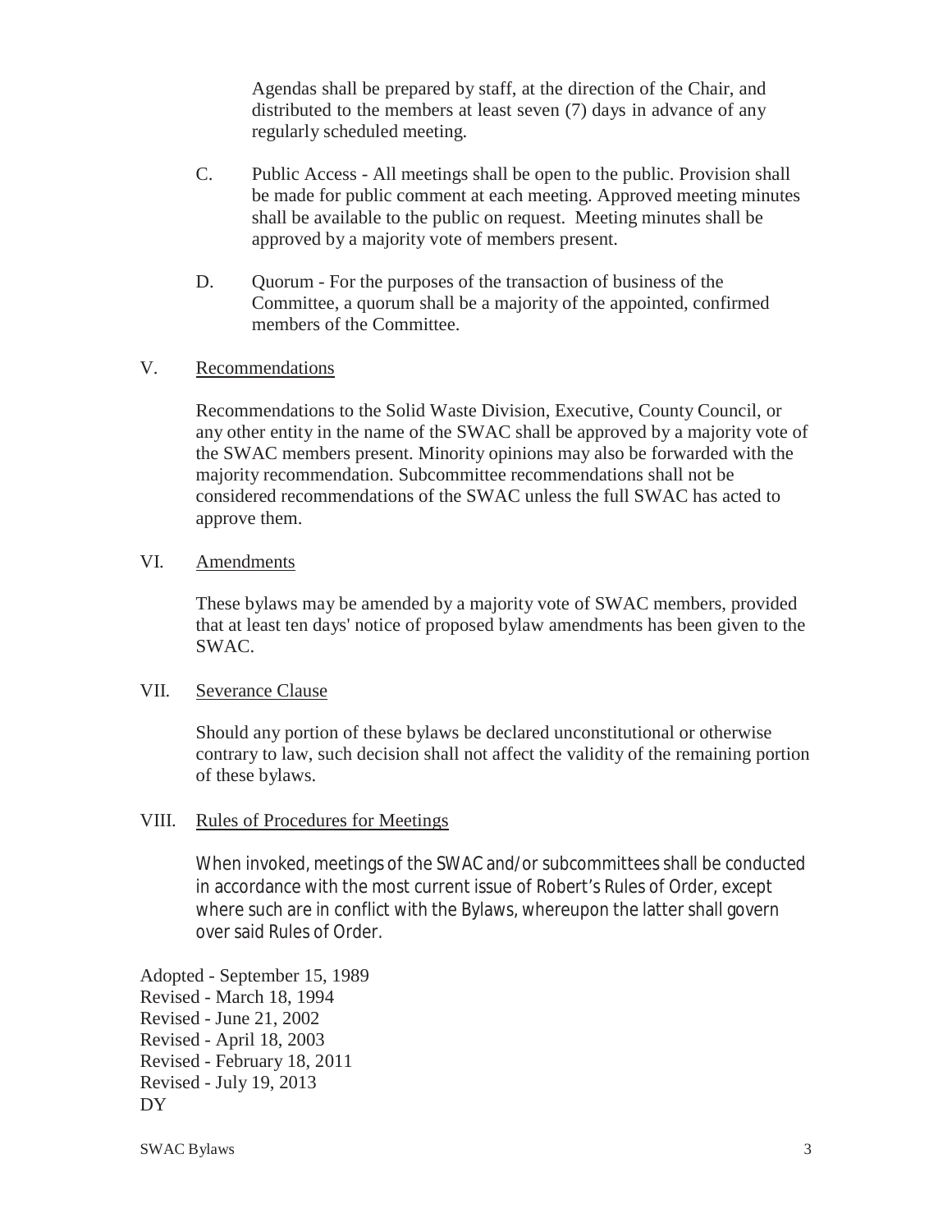Agendas shall be prepared by staff, at the direction of the Chair, and distributed to the members at least seven (7) days in advance of any regularly scheduled meeting.

C. Public Access - All meetings shall be open to the public. Provision shall be made for public comment at each meeting. Approved meeting minutes shall be available to the public on request. Meeting minutes shall be approved by a majority vote of members present.

D. Quorum - For the purposes of the transaction of business of the Committee, a quorum shall be a majority of the appointed, confirmed members of the Committee.

## V. Recommendations

Recommendations to the Solid Waste Division, Executive, County Council, or any other entity in the name of the SWAC shall be approved by a majority vote of the SWAC members present. Minority opinions may also be forwarded with the majority recommendation. Subcommittee recommendations shall not be considered recommendations of the SWAC unless the full SWAC has acted to approve them.

## VI. Amendments

These bylaws may be amended by a majority vote of SWAC members, provided that at least ten days' notice of proposed bylaw amendments has been given to the SWAC.

## VII. Severance Clause

Should any portion of these bylaws be declared unconstitutional or otherwise contrary to law, such decision shall not affect the validity of the remaining portion of these bylaws.

## VIII. Rules of Procedures for Meetings

When invoked, meetings of the SWAC and/or subcommittees shall be conducted in accordance with the most current issue of Robert's Rules of Order, except where such are in conflict with the Bylaws, whereupon the latter shall govern over said Rules of Order.

Adopted - September 15, 1989
Revised - March 18, 1994
Revised - June 21, 2002
Revised - April 18, 2003
Revised - February 18, 2011
Revised - July 19, 2013
DY